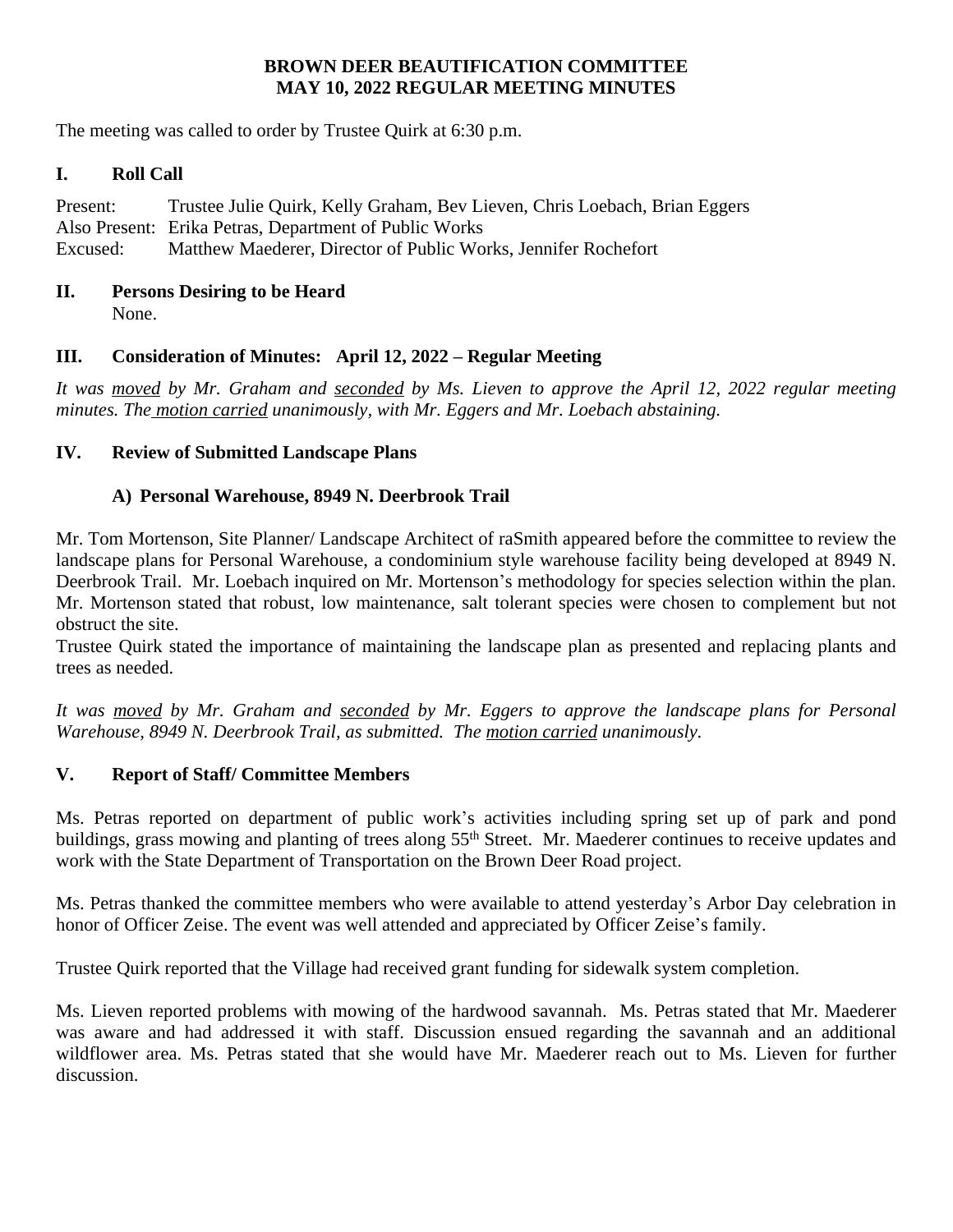# BROWN DEER BEAUTIFICATION COMMITTEE
# MAY 10, 2022 REGULAR MEETING MINUTES

The meeting was called to order by Trustee Quirk at 6:30 p.m.

## I. Roll Call

Present: Trustee Julie Quirk, Kelly Graham, Bev Lieven, Chris Loebach, Brian Eggers
Also Present: Erika Petras, Department of Public Works
Excused: Matthew Maederer, Director of Public Works, Jennifer Rochefort

## II. Persons Desiring to be Heard

None.

## III. Consideration of Minutes: April 12, 2022 – Regular Meeting

*It was moved by Mr. Graham and seconded by Ms. Lieven to approve the April 12, 2022 regular meeting minutes. The motion carried unanimously, with Mr. Eggers and Mr. Loebach abstaining.*

## IV. Review of Submitted Landscape Plans

### A) Personal Warehouse, 8949 N. Deerbrook Trail

Mr. Tom Mortenson, Site Planner/ Landscape Architect of raSmith appeared before the committee to review the landscape plans for Personal Warehouse, a condominium style warehouse facility being developed at 8949 N. Deerbrook Trail. Mr. Loebach inquired on Mr. Mortenson's methodology for species selection within the plan. Mr. Mortenson stated that robust, low maintenance, salt tolerant species were chosen to complement but not obstruct the site.

Trustee Quirk stated the importance of maintaining the landscape plan as presented and replacing plants and trees as needed.

*It was moved by Mr. Graham and seconded by Mr. Eggers to approve the landscape plans for Personal Warehouse, 8949 N. Deerbrook Trail, as submitted. The motion carried unanimously.*

## V. Report of Staff/ Committee Members

Ms. Petras reported on department of public work's activities including spring set up of park and pond buildings, grass mowing and planting of trees along 55th Street. Mr. Maederer continues to receive updates and work with the State Department of Transportation on the Brown Deer Road project.

Ms. Petras thanked the committee members who were available to attend yesterday's Arbor Day celebration in honor of Officer Zeise. The event was well attended and appreciated by Officer Zeise's family.

Trustee Quirk reported that the Village had received grant funding for sidewalk system completion.

Ms. Lieven reported problems with mowing of the hardwood savannah. Ms. Petras stated that Mr. Maederer was aware and had addressed it with staff. Discussion ensued regarding the savannah and an additional wildflower area. Ms. Petras stated that she would have Mr. Maederer reach out to Ms. Lieven for further discussion.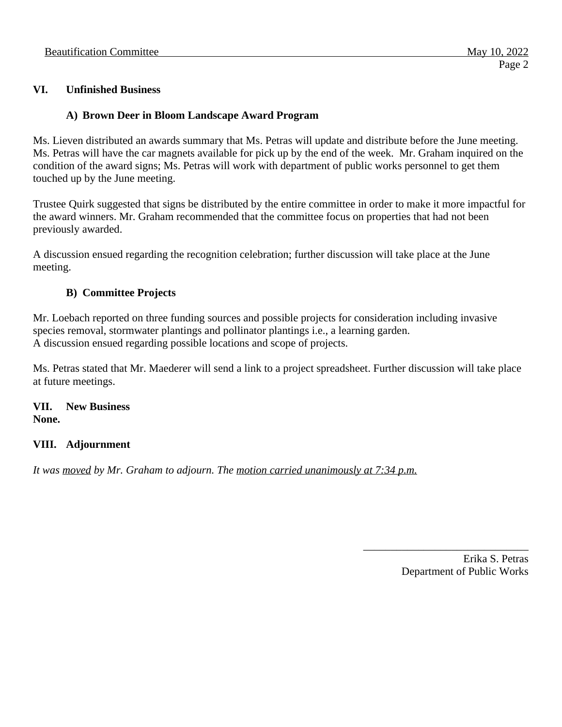## VI. Unfinished Business

### A) Brown Deer in Bloom Landscape Award Program

Ms. Lieven distributed an awards summary that Ms. Petras will update and distribute before the June meeting. Ms. Petras will have the car magnets available for pick up by the end of the week. Mr. Graham inquired on the condition of the award signs; Ms. Petras will work with department of public works personnel to get them touched up by the June meeting.

Trustee Quirk suggested that signs be distributed by the entire committee in order to make it more impactful for the award winners. Mr. Graham recommended that the committee focus on properties that had not been previously awarded.

A discussion ensued regarding the recognition celebration; further discussion will take place at the June meeting.

### B) Committee Projects

Mr. Loebach reported on three funding sources and possible projects for consideration including invasive species removal, stormwater plantings and pollinator plantings i.e., a learning garden.
A discussion ensued regarding possible locations and scope of projects.

Ms. Petras stated that Mr. Maederer will send a link to a project spreadsheet. Further discussion will take place at future meetings.

## VII. New Business

**None.**

## VIII. Adjournment

*It was moved by Mr. Graham to adjourn. The motion carried unanimously at 7:34 p.m.*

\_\_\_\_\_\_\_\_\_\_\_\_\_\_\_\_\_\_\_\_\_\_\_\_\_\_\_\_\_\_

Erika S. Petras
Department of Public Works